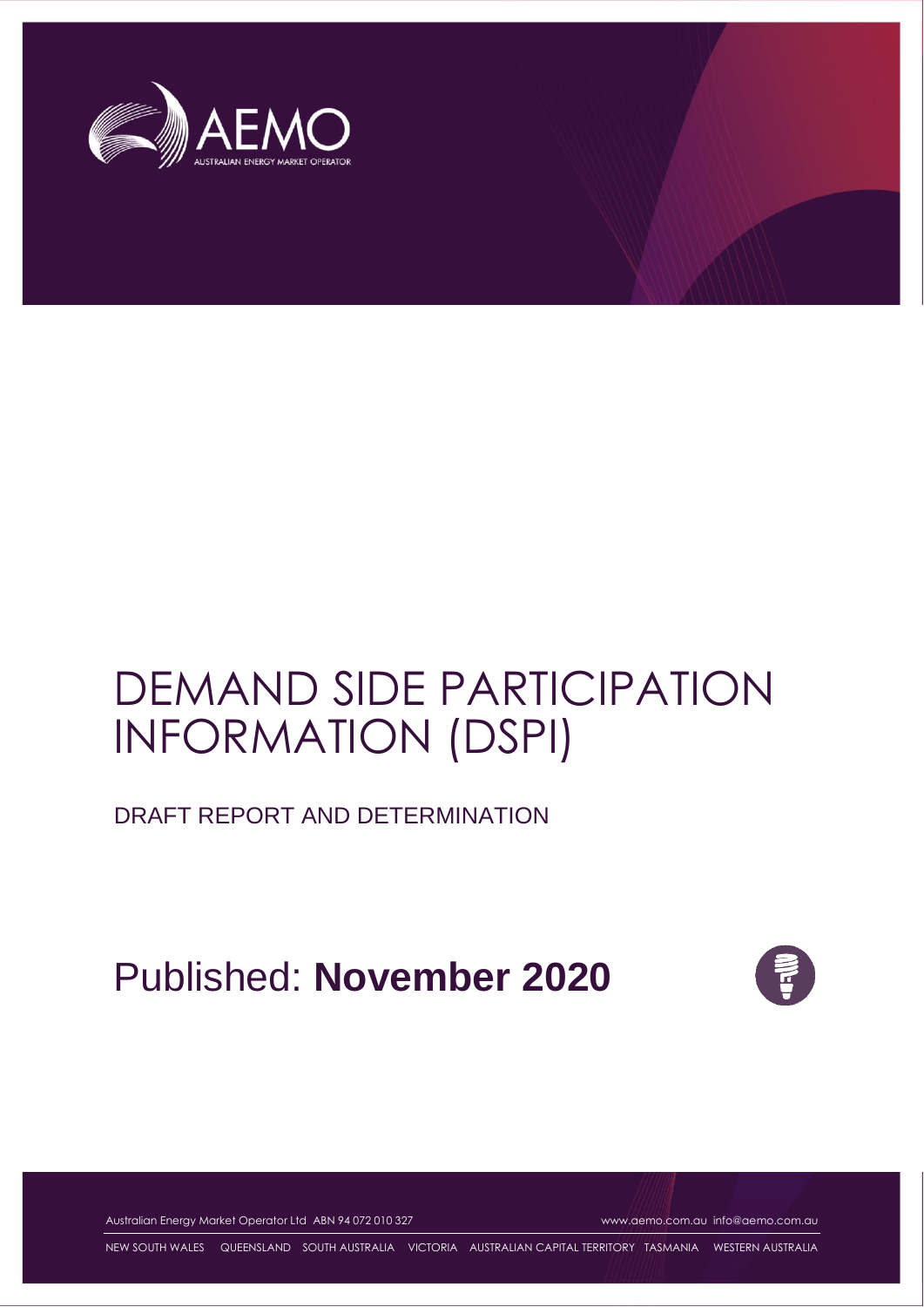# DEMAND SIDE PARTICIPATION INFORMATION (DSPI)

DRAFT REPORT AND DETERMINATION

Published: **November 2020**

Australian Energy Market Operator Ltd ABN 94 072 010 327 www.aemo.com.au info@aemo.com.au

NEW SOUTH WALES QUEENSLAND SOUTH AUSTRALIA VICTORIA AUSTRALIAN CAPITAL TERRITORY TASMANIA WESTERN AUSTRALIA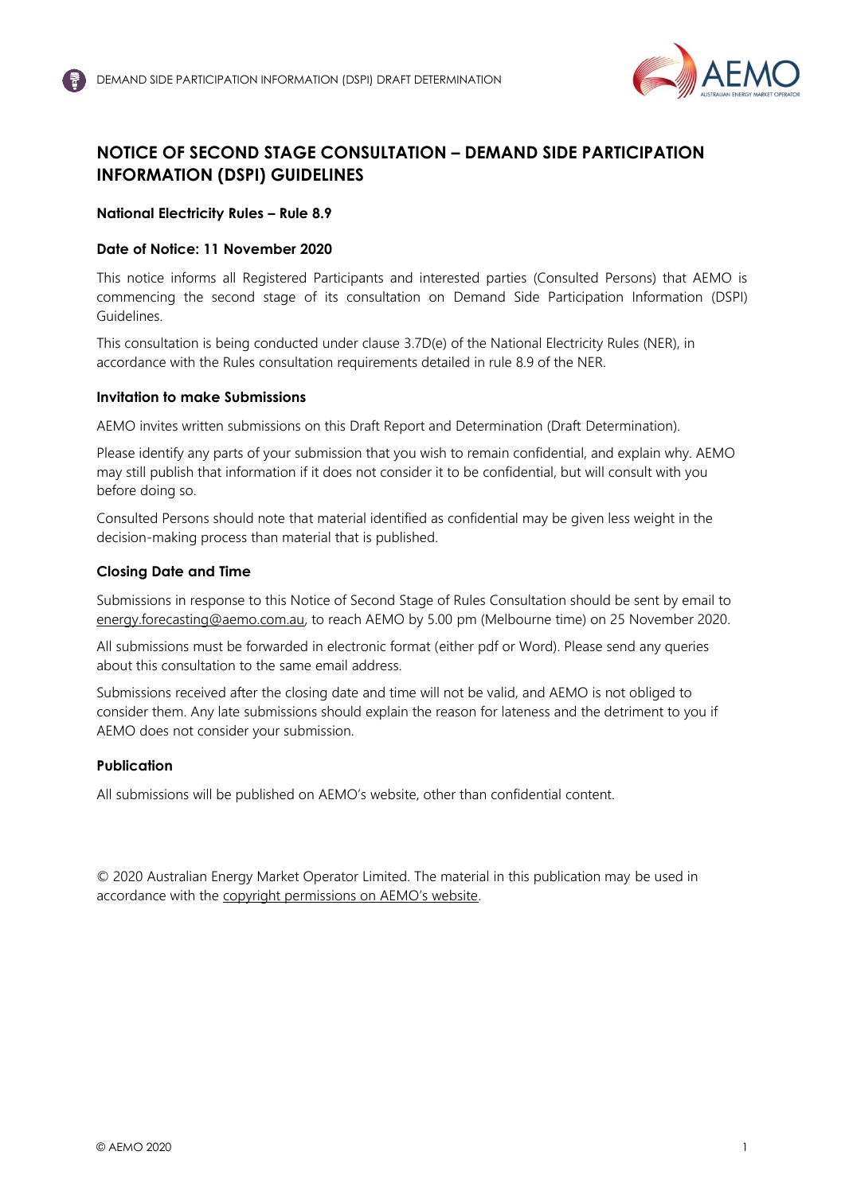# NOTICE OF SECOND STAGE CONSULTATION – DEMAND SIDE PARTICIPATION INFORMATION (DSPI) GUIDELINES

**National Electricity Rules – Rule 8.9**

**Date of Notice: 11 November 2020**

This notice informs all Registered Participants and interested parties (Consulted Persons) that AEMO is commencing the second stage of its consultation on Demand Side Participation Information (DSPI) Guidelines.

This consultation is being conducted under clause 3.7D(e) of the National Electricity Rules (NER), in accordance with the Rules consultation requirements detailed in rule 8.9 of the NER.

**Invitation to make Submissions**

AEMO invites written submissions on this Draft Report and Determination (Draft Determination).

Please identify any parts of your submission that you wish to remain confidential, and explain why. AEMO may still publish that information if it does not consider it to be confidential, but will consult with you before doing so.

Consulted Persons should note that material identified as confidential may be given less weight in the decision-making process than material that is published.

**Closing Date and Time**

Submissions in response to this Notice of Second Stage of Rules Consultation should be sent by email to energy.forecasting@aemo.com.au, to reach AEMO by 5.00 pm (Melbourne time) on 25 November 2020.

All submissions must be forwarded in electronic format (either pdf or Word). Please send any queries about this consultation to the same email address.

Submissions received after the closing date and time will not be valid, and AEMO is not obliged to consider them. Any late submissions should explain the reason for lateness and the detriment to you if AEMO does not consider your submission.

**Publication**

All submissions will be published on AEMO's website, other than confidential content.

© 2020 Australian Energy Market Operator Limited. The material in this publication may be used in accordance with the copyright permissions on AEMO's website.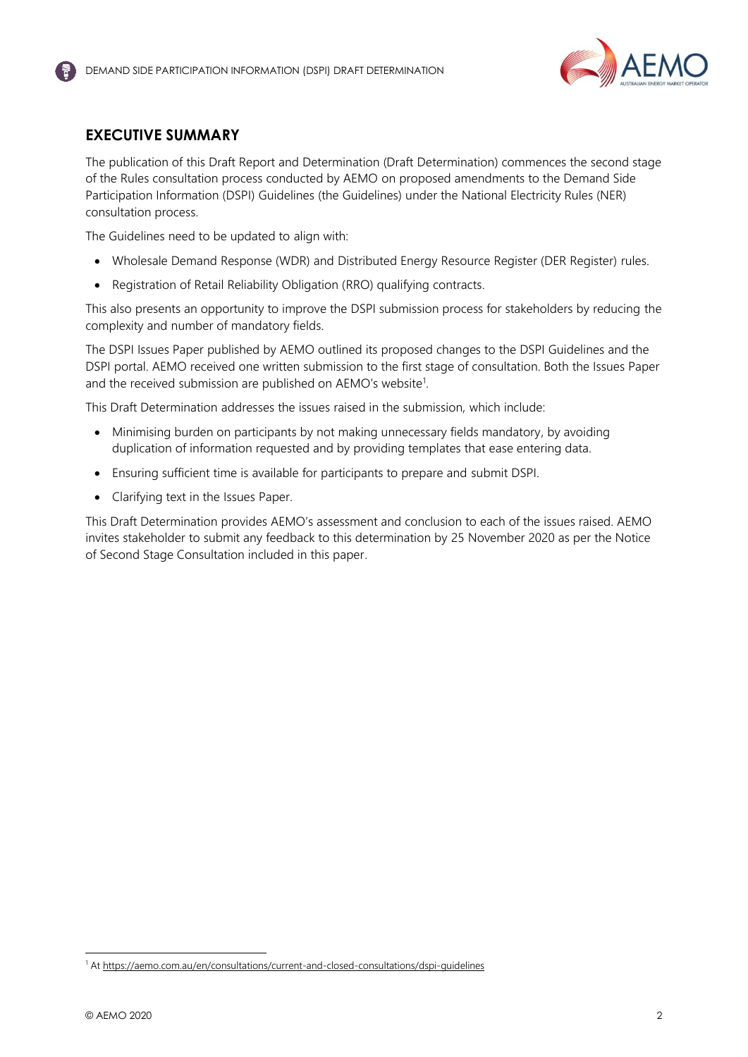## EXECUTIVE SUMMARY

The publication of this Draft Report and Determination (Draft Determination) commences the second stage of the Rules consultation process conducted by AEMO on proposed amendments to the Demand Side Participation Information (DSPI) Guidelines (the Guidelines) under the National Electricity Rules (NER) consultation process.

The Guidelines need to be updated to align with:

- Wholesale Demand Response (WDR) and Distributed Energy Resource Register (DER Register) rules.
- Registration of Retail Reliability Obligation (RRO) qualifying contracts.

This also presents an opportunity to improve the DSPI submission process for stakeholders by reducing the complexity and number of mandatory fields.

The DSPI Issues Paper published by AEMO outlined its proposed changes to the DSPI Guidelines and the DSPI portal. AEMO received one written submission to the first stage of consultation. Both the Issues Paper and the received submission are published on AEMO's website[1].

This Draft Determination addresses the issues raised in the submission, which include:

- Minimising burden on participants by not making unnecessary fields mandatory, by avoiding duplication of information requested and by providing templates that ease entering data.
- Ensuring sufficient time is available for participants to prepare and submit DSPI.
- Clarifying text in the Issues Paper.

This Draft Determination provides AEMO's assessment and conclusion to each of the issues raised. AEMO invites stakeholder to submit any feedback to this determination by 25 November 2020 as per the Notice of Second Stage Consultation included in this paper.

[1] At https://aemo.com.au/en/consultations/current-and-closed-consultations/dspi-guidelines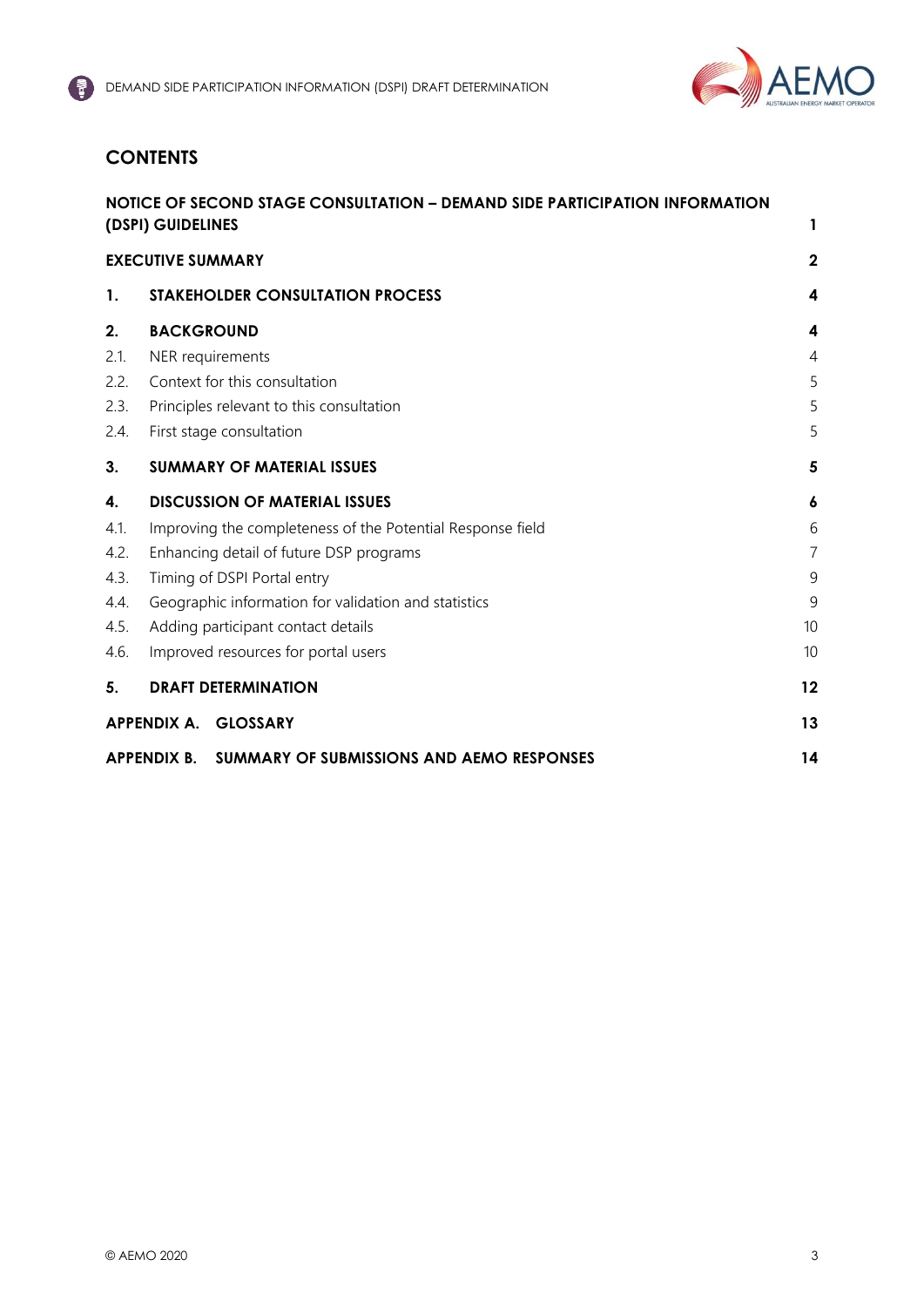## CONTENTS

| | | |
|---|---|---|
| **NOTICE OF SECOND STAGE CONSULTATION – DEMAND SIDE PARTICIPATION INFORMATION (DSPI) GUIDELINES** | | **1** |
| **EXECUTIVE SUMMARY** | | **2** |
| **1.** | **STAKEHOLDER CONSULTATION PROCESS** | **4** |
| **2.** | **BACKGROUND** | **4** |
| 2.1. | NER requirements | 4 |
| 2.2. | Context for this consultation | 5 |
| 2.3. | Principles relevant to this consultation | 5 |
| 2.4. | First stage consultation | 5 |
| **3.** | **SUMMARY OF MATERIAL ISSUES** | **5** |
| **4.** | **DISCUSSION OF MATERIAL ISSUES** | **6** |
| 4.1. | Improving the completeness of the Potential Response field | 6 |
| 4.2. | Enhancing detail of future DSP programs | 7 |
| 4.3. | Timing of DSPI Portal entry | 9 |
| 4.4. | Geographic information for validation and statistics | 9 |
| 4.5. | Adding participant contact details | 10 |
| 4.6. | Improved resources for portal users | 10 |
| **5.** | **DRAFT DETERMINATION** | **12** |
| **APPENDIX A.** | **GLOSSARY** | **13** |
| **APPENDIX B.** | **SUMMARY OF SUBMISSIONS AND AEMO RESPONSES** | **14** |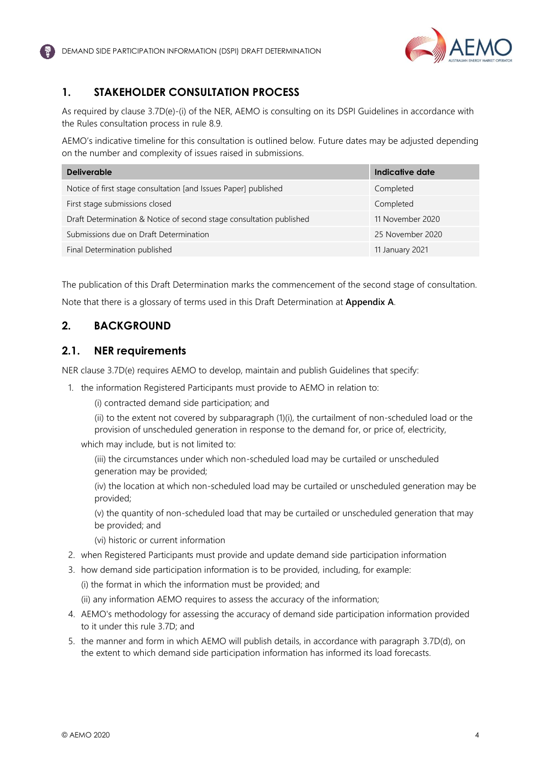## 1. STAKEHOLDER CONSULTATION PROCESS

As required by clause 3.7D(e)-(i) of the NER, AEMO is consulting on its DSPI Guidelines in accordance with the Rules consultation process in rule 8.9.

AEMO's indicative timeline for this consultation is outlined below. Future dates may be adjusted depending on the number and complexity of issues raised in submissions.

| Deliverable | Indicative date |
| --- | --- |
| Notice of first stage consultation [and Issues Paper] published | Completed |
| First stage submissions closed | Completed |
| Draft Determination & Notice of second stage consultation published | 11 November 2020 |
| Submissions due on Draft Determination | 25 November 2020 |
| Final Determination published | 11 January 2021 |

The publication of this Draft Determination marks the commencement of the second stage of consultation.

Note that there is a glossary of terms used in this Draft Determination at **Appendix A**.

## 2. BACKGROUND

### 2.1. NER requirements

NER clause 3.7D(e) requires AEMO to develop, maintain and publish Guidelines that specify:

1. the information Registered Participants must provide to AEMO in relation to:

   (i) contracted demand side participation; and

   (ii) to the extent not covered by subparagraph (1)(i), the curtailment of non-scheduled load or the provision of unscheduled generation in response to the demand for, or price of, electricity,

   which may include, but is not limited to:

   (iii) the circumstances under which non-scheduled load may be curtailed or unscheduled generation may be provided;

   (iv) the location at which non-scheduled load may be curtailed or unscheduled generation may be provided;

   (v) the quantity of non-scheduled load that may be curtailed or unscheduled generation that may be provided; and

   (vi) historic or current information

2. when Registered Participants must provide and update demand side participation information
3. how demand side participation information is to be provided, including, for example:

   (i) the format in which the information must be provided; and

   (ii) any information AEMO requires to assess the accuracy of the information;

4. AEMO's methodology for assessing the accuracy of demand side participation information provided to it under this rule 3.7D; and
5. the manner and form in which AEMO will publish details, in accordance with paragraph 3.7D(d), on the extent to which demand side participation information has informed its load forecasts.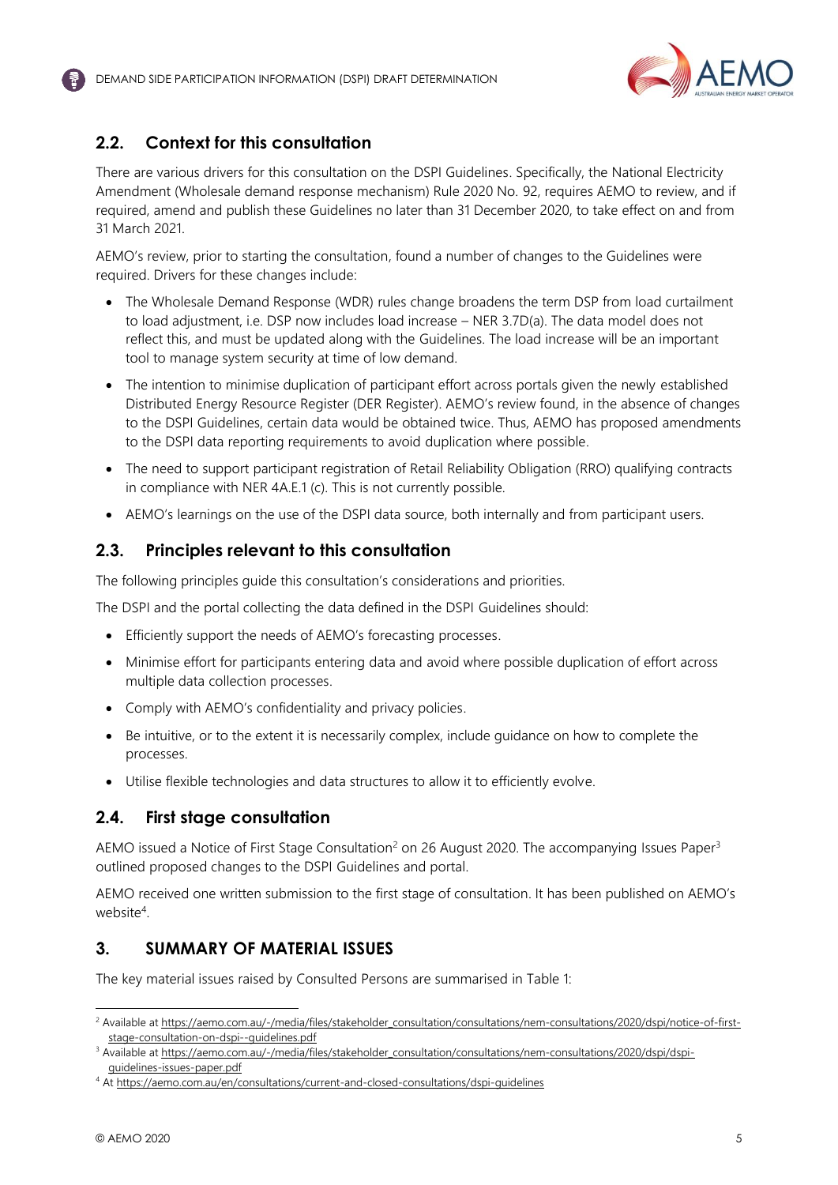## 2.2. Context for this consultation

There are various drivers for this consultation on the DSPI Guidelines. Specifically, the National Electricity Amendment (Wholesale demand response mechanism) Rule 2020 No. 92, requires AEMO to review, and if required, amend and publish these Guidelines no later than 31 December 2020, to take effect on and from 31 March 2021.

AEMO's review, prior to starting the consultation, found a number of changes to the Guidelines were required. Drivers for these changes include:

- The Wholesale Demand Response (WDR) rules change broadens the term DSP from load curtailment to load adjustment, i.e. DSP now includes load increase – NER 3.7D(a). The data model does not reflect this, and must be updated along with the Guidelines. The load increase will be an important tool to manage system security at time of low demand.
- The intention to minimise duplication of participant effort across portals given the newly established Distributed Energy Resource Register (DER Register). AEMO's review found, in the absence of changes to the DSPI Guidelines, certain data would be obtained twice. Thus, AEMO has proposed amendments to the DSPI data reporting requirements to avoid duplication where possible.
- The need to support participant registration of Retail Reliability Obligation (RRO) qualifying contracts in compliance with NER 4A.E.1 (c). This is not currently possible.
- AEMO's learnings on the use of the DSPI data source, both internally and from participant users.

## 2.3. Principles relevant to this consultation

The following principles guide this consultation's considerations and priorities.

The DSPI and the portal collecting the data defined in the DSPI Guidelines should:

- Efficiently support the needs of AEMO's forecasting processes.
- Minimise effort for participants entering data and avoid where possible duplication of effort across multiple data collection processes.
- Comply with AEMO's confidentiality and privacy policies.
- Be intuitive, or to the extent it is necessarily complex, include guidance on how to complete the processes.
- Utilise flexible technologies and data structures to allow it to efficiently evolve.

## 2.4. First stage consultation

AEMO issued a Notice of First Stage Consultation[2] on 26 August 2020. The accompanying Issues Paper[3] outlined proposed changes to the DSPI Guidelines and portal.

AEMO received one written submission to the first stage of consultation. It has been published on AEMO's website[4].

# 3. SUMMARY OF MATERIAL ISSUES

The key material issues raised by Consulted Persons are summarised in Table 1:

---

[2] Available at https://aemo.com.au/-/media/files/stakeholder_consultation/consultations/nem-consultations/2020/dspi/notice-of-first-stage-consultation-on-dspi--guidelines.pdf

[3] Available at https://aemo.com.au/-/media/files/stakeholder_consultation/consultations/nem-consultations/2020/dspi/dspi-guidelines-issues-paper.pdf

[4] At https://aemo.com.au/en/consultations/current-and-closed-consultations/dspi-guidelines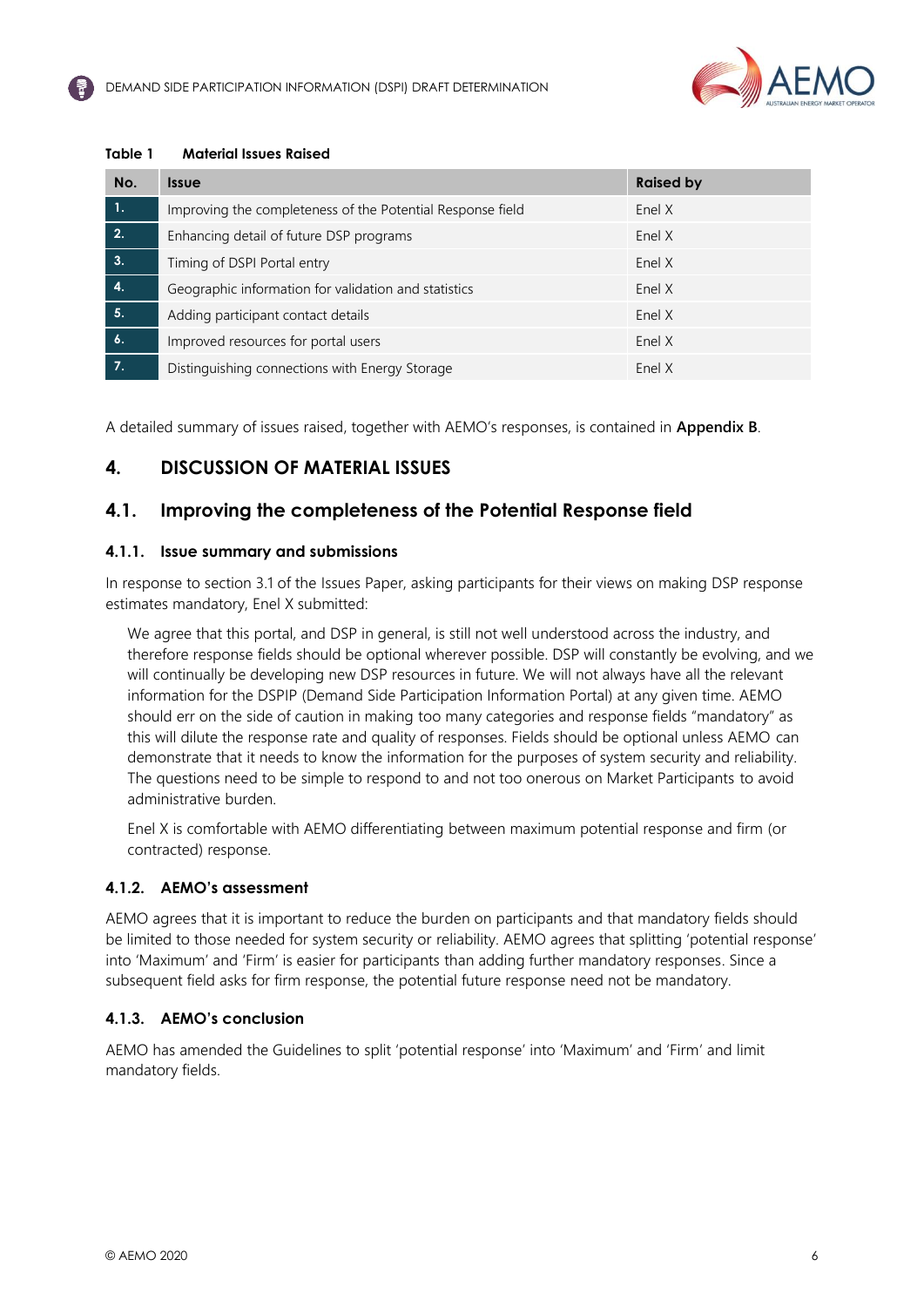**Table 1 Material Issues Raised**

| No. | Issue | Raised by |
| --- | --- | --- |
| 1. | Improving the completeness of the Potential Response field | Enel X |
| 2. | Enhancing detail of future DSP programs | Enel X |
| 3. | Timing of DSPI Portal entry | Enel X |
| 4. | Geographic information for validation and statistics | Enel X |
| 5. | Adding participant contact details | Enel X |
| 6. | Improved resources for portal users | Enel X |
| 7. | Distinguishing connections with Energy Storage | Enel X |

A detailed summary of issues raised, together with AEMO's responses, is contained in **Appendix B**.

# 4. DISCUSSION OF MATERIAL ISSUES

## 4.1. Improving the completeness of the Potential Response field

### 4.1.1. Issue summary and submissions

In response to section 3.1 of the Issues Paper, asking participants for their views on making DSP response estimates mandatory, Enel X submitted:

> We agree that this portal, and DSP in general, is still not well understood across the industry, and therefore response fields should be optional wherever possible. DSP will constantly be evolving, and we will continually be developing new DSP resources in future. We will not always have all the relevant information for the DSPIP (Demand Side Participation Information Portal) at any given time. AEMO should err on the side of caution in making too many categories and response fields "mandatory" as this will dilute the response rate and quality of responses. Fields should be optional unless AEMO can demonstrate that it needs to know the information for the purposes of system security and reliability. The questions need to be simple to respond to and not too onerous on Market Participants to avoid administrative burden.
>
> Enel X is comfortable with AEMO differentiating between maximum potential response and firm (or contracted) response.

### 4.1.2. AEMO's assessment

AEMO agrees that it is important to reduce the burden on participants and that mandatory fields should be limited to those needed for system security or reliability. AEMO agrees that splitting 'potential response' into 'Maximum' and 'Firm' is easier for participants than adding further mandatory responses. Since a subsequent field asks for firm response, the potential future response need not be mandatory.

### 4.1.3. AEMO's conclusion

AEMO has amended the Guidelines to split 'potential response' into 'Maximum' and 'Firm' and limit mandatory fields.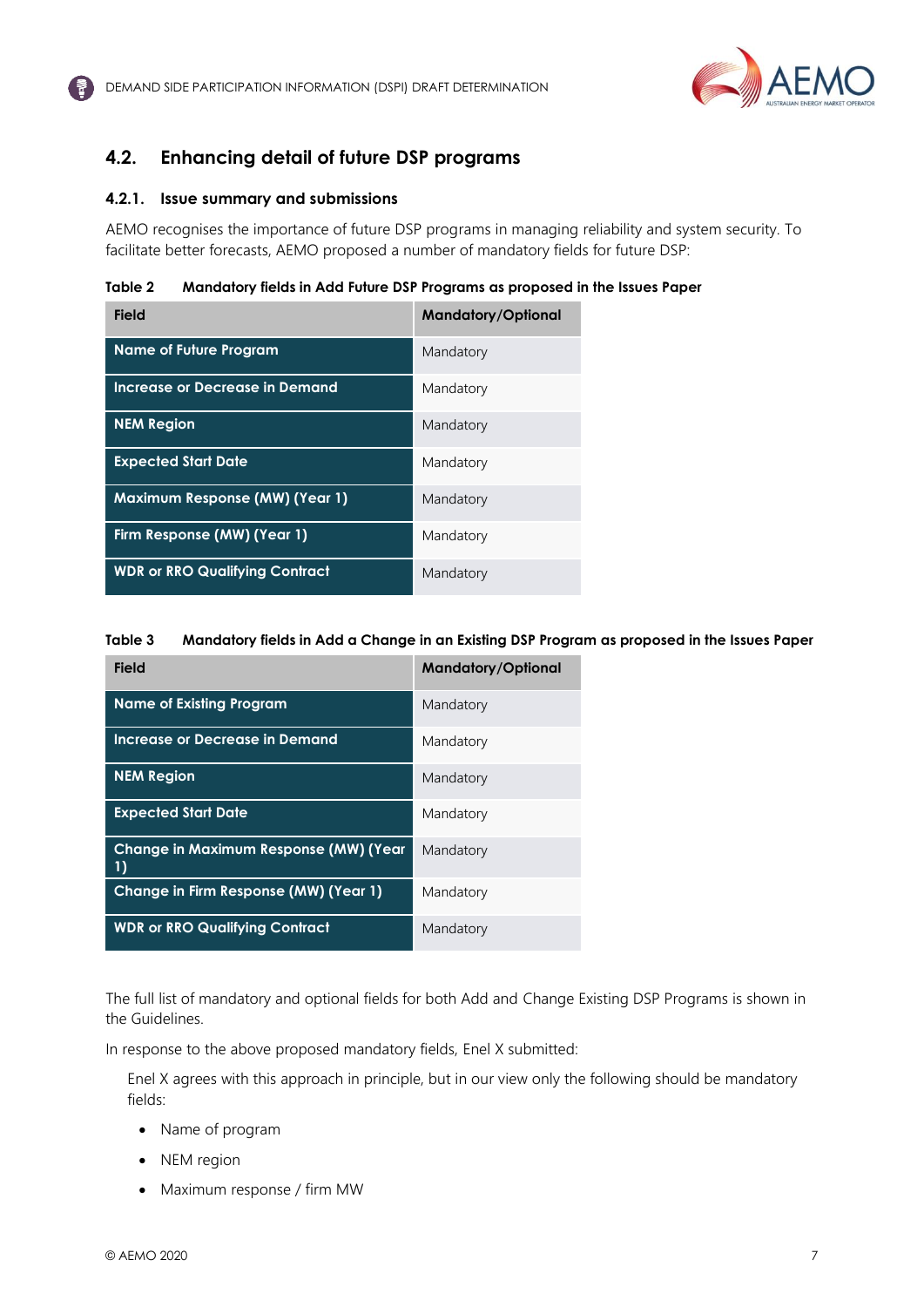## 4.2. Enhancing detail of future DSP programs

### 4.2.1. Issue summary and submissions

AEMO recognises the importance of future DSP programs in managing reliability and system security. To facilitate better forecasts, AEMO proposed a number of mandatory fields for future DSP:

**Table 2 Mandatory fields in Add Future DSP Programs as proposed in the Issues Paper**

| Field | Mandatory/Optional |
|---|---|
| Name of Future Program | Mandatory |
| Increase or Decrease in Demand | Mandatory |
| NEM Region | Mandatory |
| Expected Start Date | Mandatory |
| Maximum Response (MW) (Year 1) | Mandatory |
| Firm Response (MW) (Year 1) | Mandatory |
| WDR or RRO Qualifying Contract | Mandatory |

**Table 3 Mandatory fields in Add a Change in an Existing DSP Program as proposed in the Issues Paper**

| Field | Mandatory/Optional |
|---|---|
| Name of Existing Program | Mandatory |
| Increase or Decrease in Demand | Mandatory |
| NEM Region | Mandatory |
| Expected Start Date | Mandatory |
| Change in Maximum Response (MW) (Year 1) | Mandatory |
| Change in Firm Response (MW) (Year 1) | Mandatory |
| WDR or RRO Qualifying Contract | Mandatory |

The full list of mandatory and optional fields for both Add and Change Existing DSP Programs is shown in the Guidelines.

In response to the above proposed mandatory fields, Enel X submitted:

> Enel X agrees with this approach in principle, but in our view only the following should be mandatory fields:
>
> - Name of program
> - NEM region
> - Maximum response / firm MW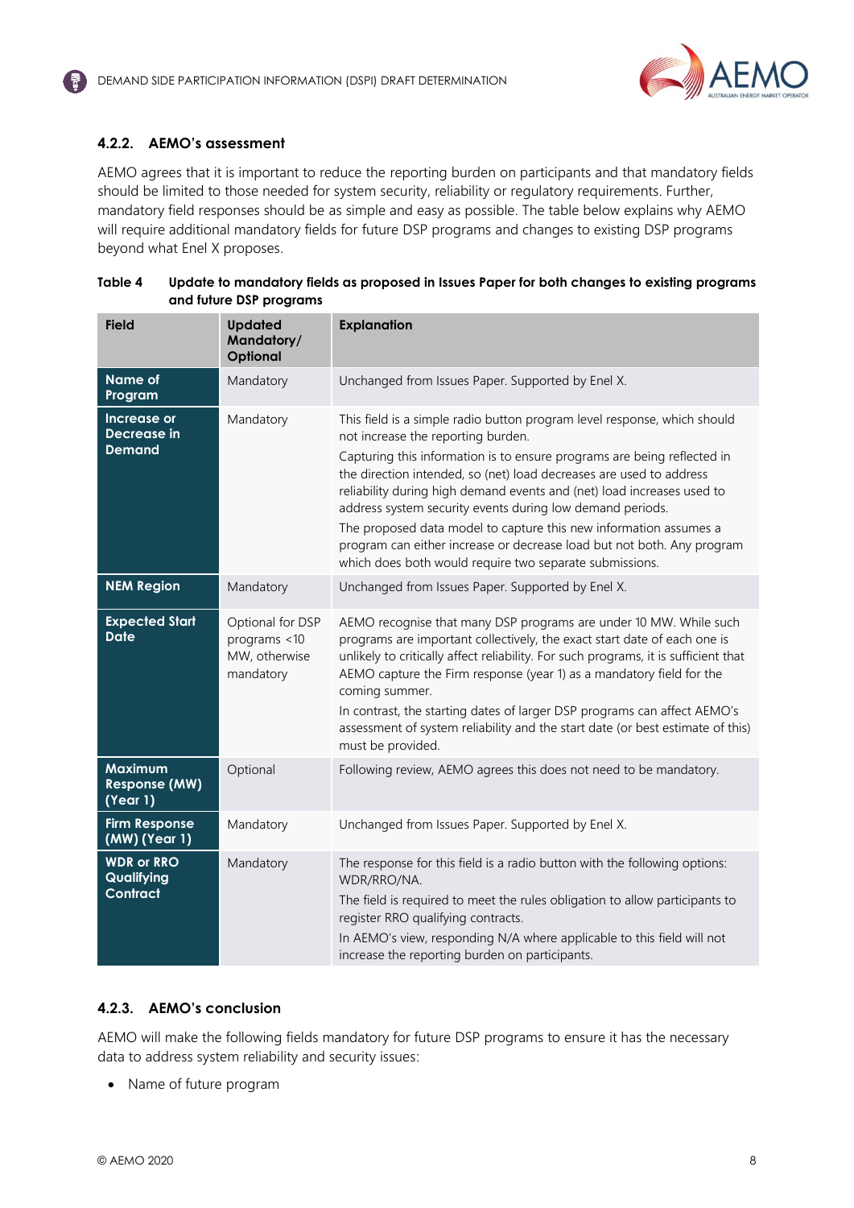### 4.2.2. AEMO's assessment

AEMO agrees that it is important to reduce the reporting burden on participants and that mandatory fields should be limited to those needed for system security, reliability or regulatory requirements. Further, mandatory field responses should be as simple and easy as possible. The table below explains why AEMO will require additional mandatory fields for future DSP programs and changes to existing DSP programs beyond what Enel X proposes.

**Table 4 Update to mandatory fields as proposed in Issues Paper for both changes to existing programs and future DSP programs**

| Field | Updated Mandatory/ Optional | Explanation |
|---|---|---|
| **Name of Program** | Mandatory | Unchanged from Issues Paper. Supported by Enel X. |
| **Increase or Decrease in Demand** | Mandatory | This field is a simple radio button program level response, which should not increase the reporting burden.<br>Capturing this information is to ensure programs are being reflected in the direction intended, so (net) load decreases are used to address reliability during high demand events and (net) load increases used to address system security events during low demand periods.<br>The proposed data model to capture this new information assumes a program can either increase or decrease load but not both. Any program which does both would require two separate submissions. |
| **NEM Region** | Mandatory | Unchanged from Issues Paper. Supported by Enel X. |
| **Expected Start Date** | Optional for DSP programs <10 MW, otherwise mandatory | AEMO recognise that many DSP programs are under 10 MW. While such programs are important collectively, the exact start date of each one is unlikely to critically affect reliability. For such programs, it is sufficient that AEMO capture the Firm response (year 1) as a mandatory field for the coming summer.<br>In contrast, the starting dates of larger DSP programs can affect AEMO's assessment of system reliability and the start date (or best estimate of this) must be provided. |
| **Maximum Response (MW) (Year 1)** | Optional | Following review, AEMO agrees this does not need to be mandatory. |
| **Firm Response (MW) (Year 1)** | Mandatory | Unchanged from Issues Paper. Supported by Enel X. |
| **WDR or RRO Qualifying Contract** | Mandatory | The response for this field is a radio button with the following options: WDR/RRO/NA.<br>The field is required to meet the rules obligation to allow participants to register RRO qualifying contracts.<br>In AEMO's view, responding N/A where applicable to this field will not increase the reporting burden on participants. |

### 4.2.3. AEMO's conclusion

AEMO will make the following fields mandatory for future DSP programs to ensure it has the necessary data to address system reliability and security issues:

- Name of future program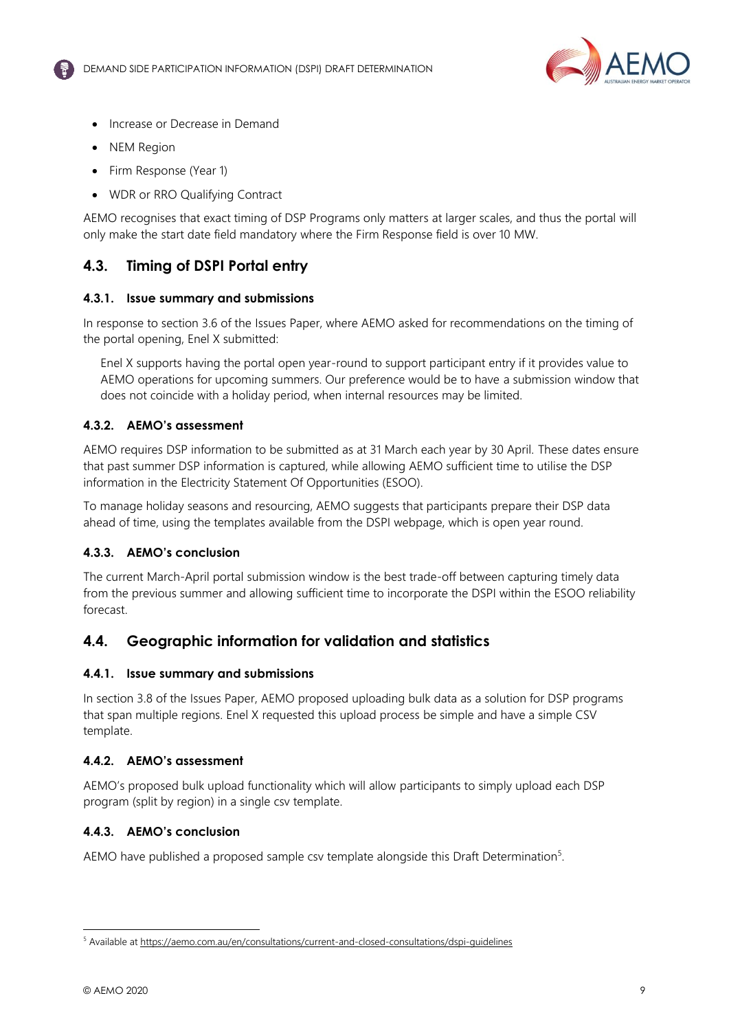- Increase or Decrease in Demand
- NEM Region
- Firm Response (Year 1)
- WDR or RRO Qualifying Contract

AEMO recognises that exact timing of DSP Programs only matters at larger scales, and thus the portal will only make the start date field mandatory where the Firm Response field is over 10 MW.

## 4.3. Timing of DSPI Portal entry

### 4.3.1. Issue summary and submissions

In response to section 3.6 of the Issues Paper, where AEMO asked for recommendations on the timing of the portal opening, Enel X submitted:

> Enel X supports having the portal open year-round to support participant entry if it provides value to AEMO operations for upcoming summers. Our preference would be to have a submission window that does not coincide with a holiday period, when internal resources may be limited.

### 4.3.2. AEMO's assessment

AEMO requires DSP information to be submitted as at 31 March each year by 30 April. These dates ensure that past summer DSP information is captured, while allowing AEMO sufficient time to utilise the DSP information in the Electricity Statement Of Opportunities (ESOO).

To manage holiday seasons and resourcing, AEMO suggests that participants prepare their DSP data ahead of time, using the templates available from the DSPI webpage, which is open year round.

### 4.3.3. AEMO's conclusion

The current March-April portal submission window is the best trade-off between capturing timely data from the previous summer and allowing sufficient time to incorporate the DSPI within the ESOO reliability forecast.

## 4.4. Geographic information for validation and statistics

### 4.4.1. Issue summary and submissions

In section 3.8 of the Issues Paper, AEMO proposed uploading bulk data as a solution for DSP programs that span multiple regions. Enel X requested this upload process be simple and have a simple CSV template.

### 4.4.2. AEMO's assessment

AEMO's proposed bulk upload functionality which will allow participants to simply upload each DSP program (split by region) in a single csv template.

### 4.4.3. AEMO's conclusion

AEMO have published a proposed sample csv template alongside this Draft Determination[5].

[5] Available at https://aemo.com.au/en/consultations/current-and-closed-consultations/dspi-guidelines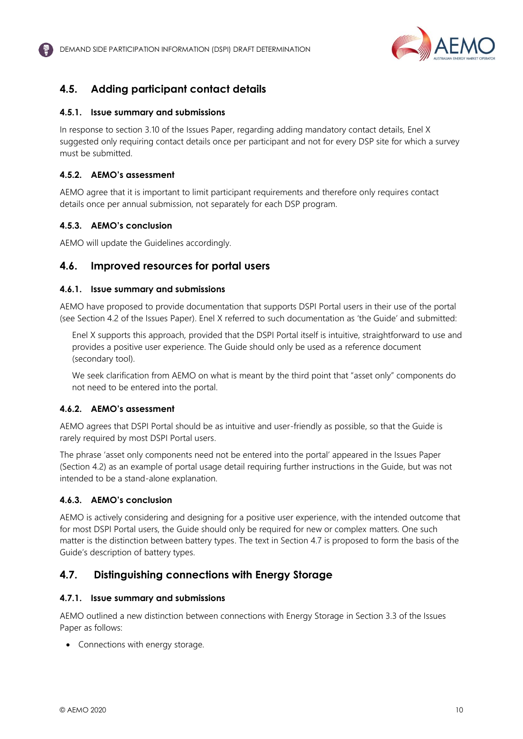## 4.5. Adding participant contact details

### 4.5.1. Issue summary and submissions

In response to section 3.10 of the Issues Paper, regarding adding mandatory contact details, Enel X suggested only requiring contact details once per participant and not for every DSP site for which a survey must be submitted.

### 4.5.2. AEMO's assessment

AEMO agree that it is important to limit participant requirements and therefore only requires contact details once per annual submission, not separately for each DSP program.

### 4.5.3. AEMO's conclusion

AEMO will update the Guidelines accordingly.

## 4.6. Improved resources for portal users

### 4.6.1. Issue summary and submissions

AEMO have proposed to provide documentation that supports DSPI Portal users in their use of the portal (see Section 4.2 of the Issues Paper). Enel X referred to such documentation as 'the Guide' and submitted:

> Enel X supports this approach, provided that the DSPI Portal itself is intuitive, straightforward to use and provides a positive user experience. The Guide should only be used as a reference document (secondary tool).
>
> We seek clarification from AEMO on what is meant by the third point that "asset only" components do not need to be entered into the portal.

### 4.6.2. AEMO's assessment

AEMO agrees that DSPI Portal should be as intuitive and user-friendly as possible, so that the Guide is rarely required by most DSPI Portal users.

The phrase 'asset only components need not be entered into the portal' appeared in the Issues Paper (Section 4.2) as an example of portal usage detail requiring further instructions in the Guide, but was not intended to be a stand-alone explanation.

### 4.6.3. AEMO's conclusion

AEMO is actively considering and designing for a positive user experience, with the intended outcome that for most DSPI Portal users, the Guide should only be required for new or complex matters. One such matter is the distinction between battery types. The text in Section 4.7 is proposed to form the basis of the Guide's description of battery types.

## 4.7. Distinguishing connections with Energy Storage

### 4.7.1. Issue summary and submissions

AEMO outlined a new distinction between connections with Energy Storage in Section 3.3 of the Issues Paper as follows:

- Connections with energy storage.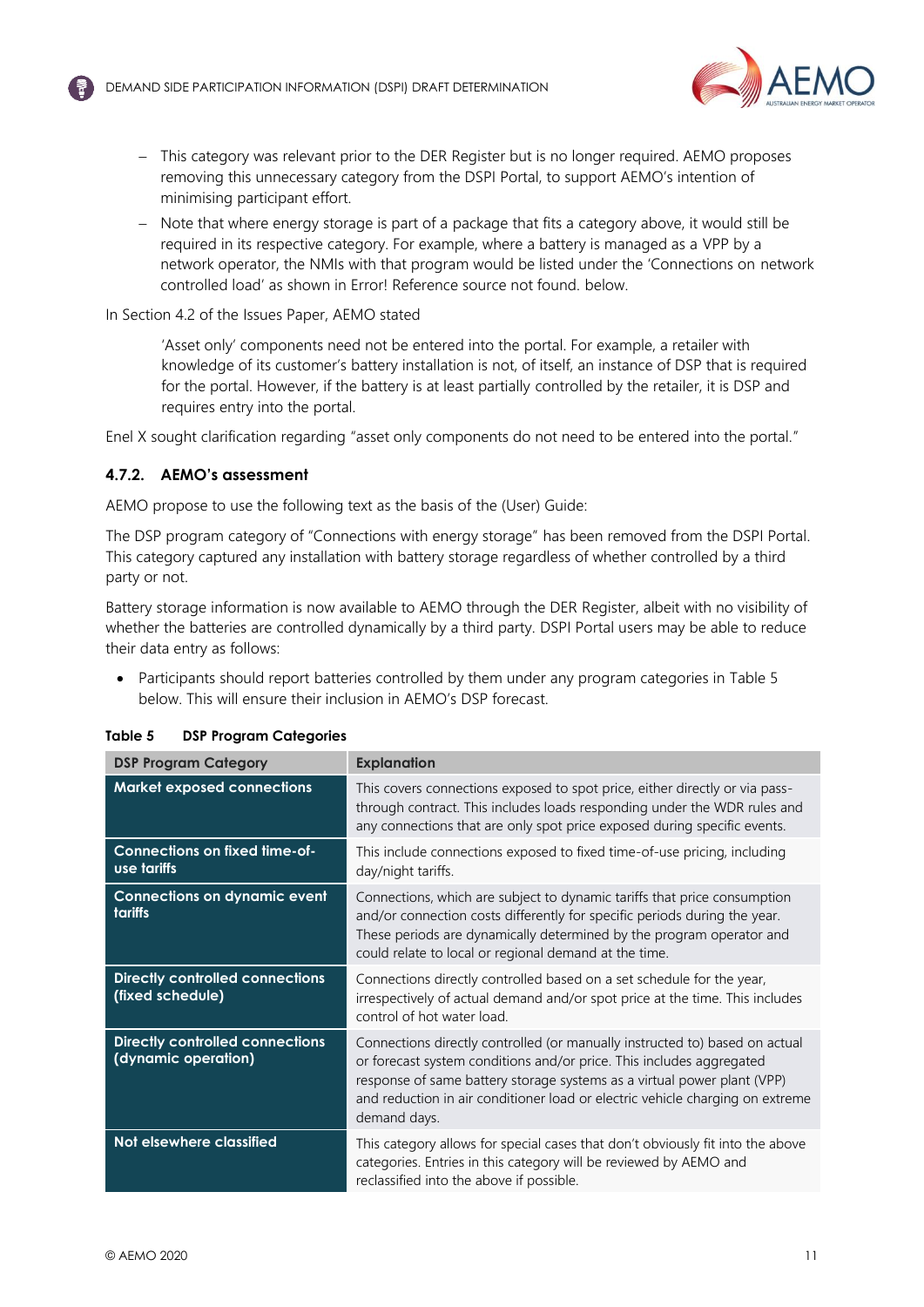- This category was relevant prior to the DER Register but is no longer required. AEMO proposes removing this unnecessary category from the DSPI Portal, to support AEMO's intention of minimising participant effort.
   - Note that where energy storage is part of a package that fits a category above, it would still be required in its respective category. For example, where a battery is managed as a VPP by a network operator, the NMIs with that program would be listed under the 'Connections on network controlled load' as shown in Error! Reference source not found. below.

In Section 4.2 of the Issues Paper, AEMO stated

> 'Asset only' components need not be entered into the portal. For example, a retailer with knowledge of its customer's battery installation is not, of itself, an instance of DSP that is required for the portal. However, if the battery is at least partially controlled by the retailer, it is DSP and requires entry into the portal.

Enel X sought clarification regarding "asset only components do not need to be entered into the portal."

### 4.7.2. AEMO's assessment

AEMO propose to use the following text as the basis of the (User) Guide:

The DSP program category of "Connections with energy storage" has been removed from the DSPI Portal. This category captured any installation with battery storage regardless of whether controlled by a third party or not.

Battery storage information is now available to AEMO through the DER Register, albeit with no visibility of whether the batteries are controlled dynamically by a third party. DSPI Portal users may be able to reduce their data entry as follows:

- Participants should report batteries controlled by them under any program categories in Table 5 below. This will ensure their inclusion in AEMO's DSP forecast.

**Table 5 DSP Program Categories**

| DSP Program Category | Explanation |
|---|---|
| **Market exposed connections** | This covers connections exposed to spot price, either directly or via pass-through contract. This includes loads responding under the WDR rules and any connections that are only spot price exposed during specific events. |
| **Connections on fixed time-of-use tariffs** | This include connections exposed to fixed time-of-use pricing, including day/night tariffs. |
| **Connections on dynamic event tariffs** | Connections, which are subject to dynamic tariffs that price consumption and/or connection costs differently for specific periods during the year. These periods are dynamically determined by the program operator and could relate to local or regional demand at the time. |
| **Directly controlled connections (fixed schedule)** | Connections directly controlled based on a set schedule for the year, irrespectively of actual demand and/or spot price at the time. This includes control of hot water load. |
| **Directly controlled connections (dynamic operation)** | Connections directly controlled (or manually instructed to) based on actual or forecast system conditions and/or price. This includes aggregated response of same battery storage systems as a virtual power plant (VPP) and reduction in air conditioner load or electric vehicle charging on extreme demand days. |
| **Not elsewhere classified** | This category allows for special cases that don't obviously fit into the above categories. Entries in this category will be reviewed by AEMO and reclassified into the above if possible. |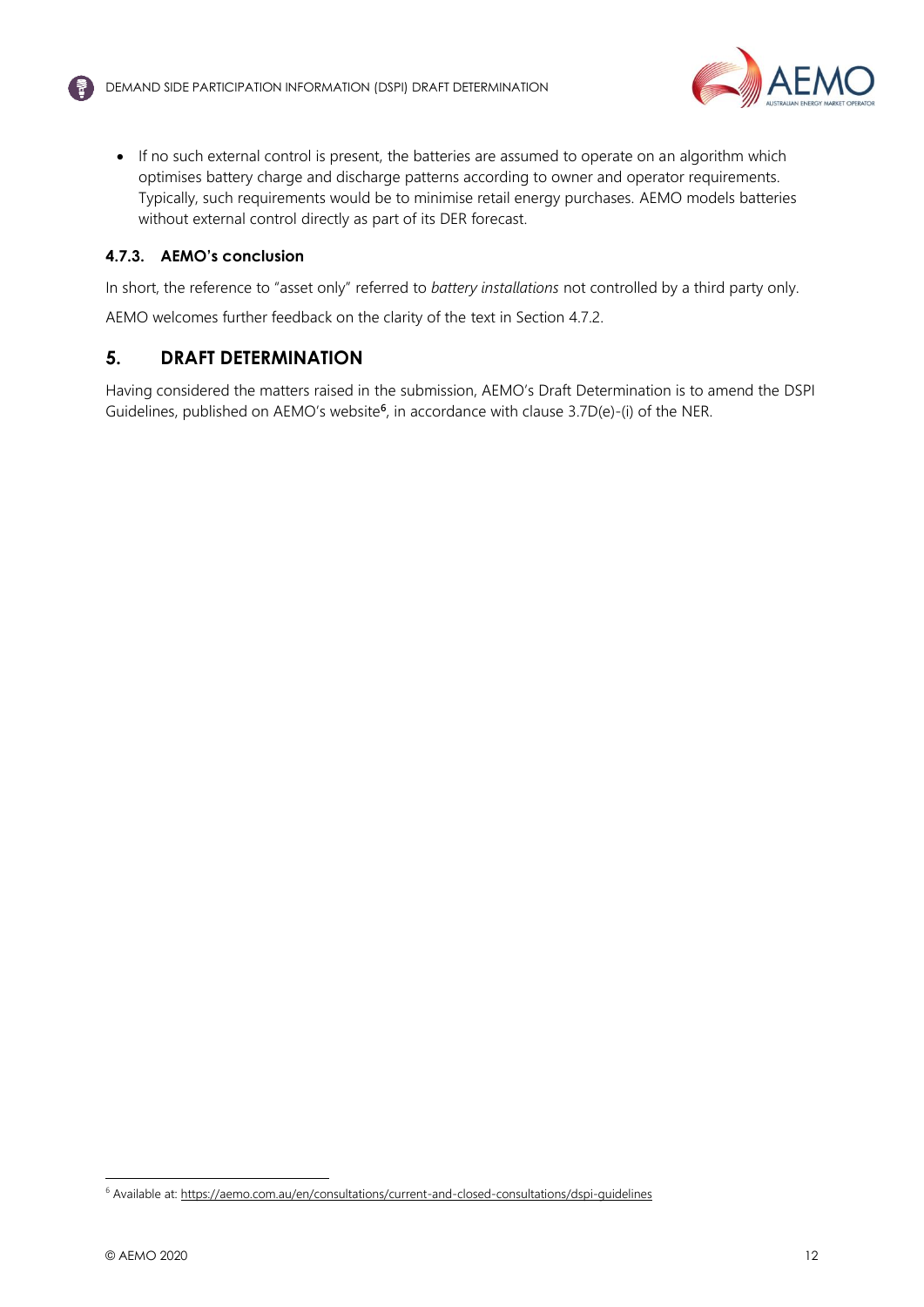- If no such external control is present, the batteries are assumed to operate on an algorithm which optimises battery charge and discharge patterns according to owner and operator requirements. Typically, such requirements would be to minimise retail energy purchases. AEMO models batteries without external control directly as part of its DER forecast.

### 4.7.3. AEMO's conclusion

In short, the reference to "asset only" referred to *battery installations* not controlled by a third party only.

AEMO welcomes further feedback on the clarity of the text in Section 4.7.2.

## 5. DRAFT DETERMINATION

Having considered the matters raised in the submission, AEMO's Draft Determination is to amend the DSPI Guidelines, published on AEMO's website[6], in accordance with clause 3.7D(e)-(i) of the NER.

[6] Available at: https://aemo.com.au/en/consultations/current-and-closed-consultations/dspi-guidelines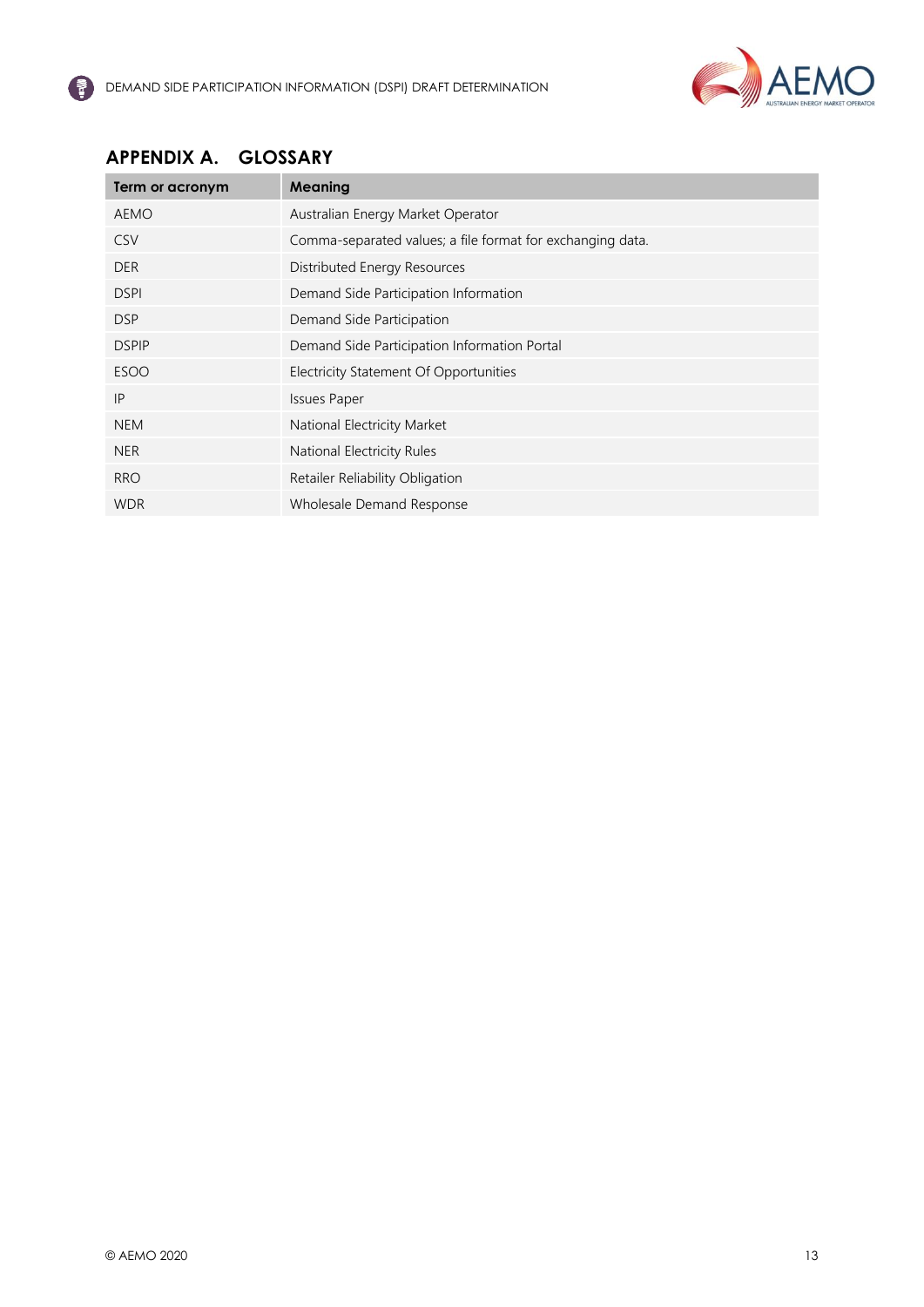## APPENDIX A. GLOSSARY

| Term or acronym | Meaning |
|---|---|
| AEMO | Australian Energy Market Operator |
| CSV | Comma-separated values; a file format for exchanging data. |
| DER | Distributed Energy Resources |
| DSPI | Demand Side Participation Information |
| DSP | Demand Side Participation |
| DSPIP | Demand Side Participation Information Portal |
| ESOO | Electricity Statement Of Opportunities |
| IP | Issues Paper |
| NEM | National Electricity Market |
| NER | National Electricity Rules |
| RRO | Retailer Reliability Obligation |
| WDR | Wholesale Demand Response |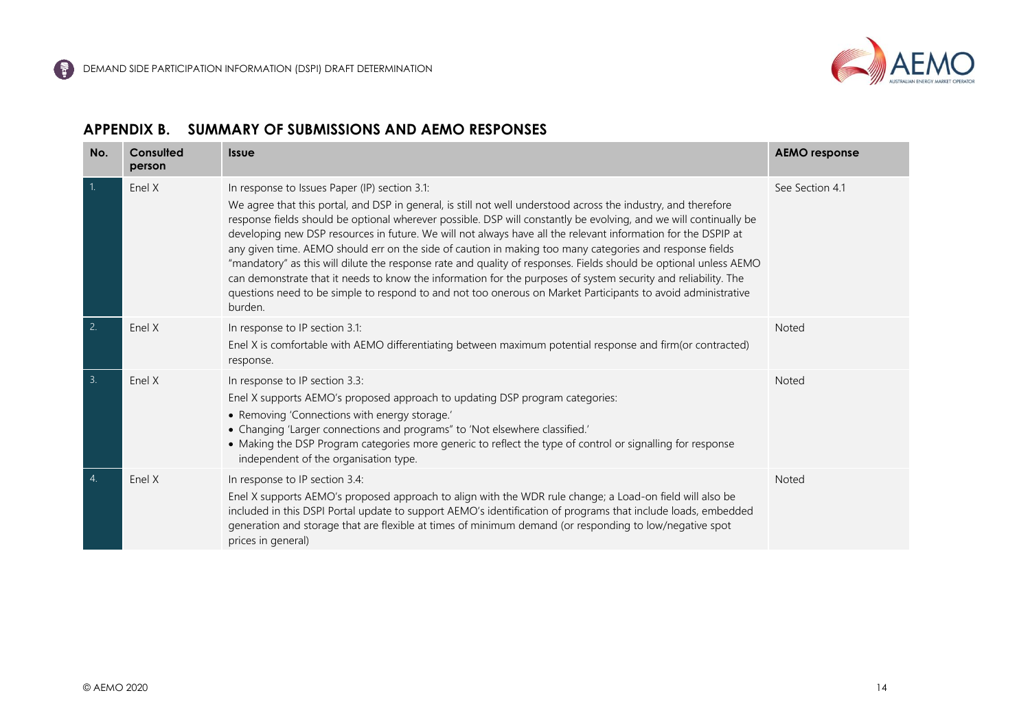## APPENDIX B. SUMMARY OF SUBMISSIONS AND AEMO RESPONSES

| No. | Consulted person | Issue | AEMO response |
|---|---|---|---|
| 1. | Enel X | In response to Issues Paper (IP) section 3.1:<br>We agree that this portal, and DSP in general, is still not well understood across the industry, and therefore response fields should be optional wherever possible. DSP will constantly be evolving, and we will continually be developing new DSP resources in future. We will not always have all the relevant information for the DSPIP at any given time. AEMO should err on the side of caution in making too many categories and response fields "mandatory" as this will dilute the response rate and quality of responses. Fields should be optional unless AEMO can demonstrate that it needs to know the information for the purposes of system security and reliability. The questions need to be simple to respond to and not too onerous on Market Participants to avoid administrative burden. | See Section 4.1 |
| 2. | Enel X | In response to IP section 3.1:<br>Enel X is comfortable with AEMO differentiating between maximum potential response and firm(or contracted) response. | Noted |
| 3. | Enel X | In response to IP section 3.3:<br>Enel X supports AEMO's proposed approach to updating DSP program categories:<br>• Removing 'Connections with energy storage.'<br>• Changing 'Larger connections and programs" to 'Not elsewhere classified.'<br>• Making the DSP Program categories more generic to reflect the type of control or signalling for response independent of the organisation type. | Noted |
| 4. | Enel X | In response to IP section 3.4:<br>Enel X supports AEMO's proposed approach to align with the WDR rule change; a Load-on field will also be included in this DSPI Portal update to support AEMO's identification of programs that include loads, embedded generation and storage that are flexible at times of minimum demand (or responding to low/negative spot prices in general) | Noted |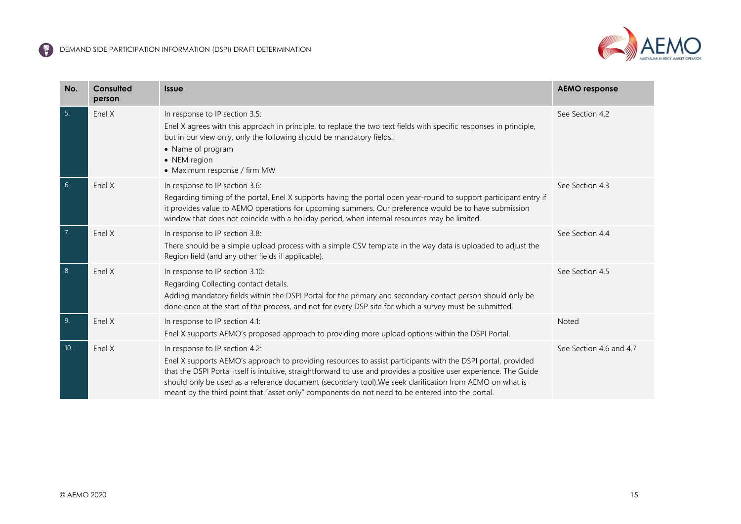| No. | Consulted person | Issue | AEMO response |
|---|---|---|---|
| 5. | Enel X | In response to IP section 3.5:<br>Enel X agrees with this approach in principle, to replace the two text fields with specific responses in principle, but in our view only, only the following should be mandatory fields:<br>• Name of program<br>• NEM region<br>• Maximum response / firm MW | See Section 4.2 |
| 6. | Enel X | In response to IP section 3.6:<br>Regarding timing of the portal, Enel X supports having the portal open year-round to support participant entry if it provides value to AEMO operations for upcoming summers. Our preference would be to have submission window that does not coincide with a holiday period, when internal resources may be limited. | See Section 4.3 |
| 7. | Enel X | In response to IP section 3.8:<br>There should be a simple upload process with a simple CSV template in the way data is uploaded to adjust the Region field (and any other fields if applicable). | See Section 4.4 |
| 8. | Enel X | In response to IP section 3.10:<br>Regarding Collecting contact details.<br>Adding mandatory fields within the DSPI Portal for the primary and secondary contact person should only be done once at the start of the process, and not for every DSP site for which a survey must be submitted. | See Section 4.5 |
| 9. | Enel X | In response to IP section 4.1:<br>Enel X supports AEMO's proposed approach to providing more upload options within the DSPI Portal. | Noted |
| 10. | Enel X | In response to IP section 4.2:<br>Enel X supports AEMO's approach to providing resources to assist participants with the DSPI portal, provided that the DSPI Portal itself is intuitive, straightforward to use and provides a positive user experience. The Guide should only be used as a reference document (secondary tool).We seek clarification from AEMO on what is meant by the third point that "asset only" components do not need to be entered into the portal. | See Section 4.6 and 4.7 |